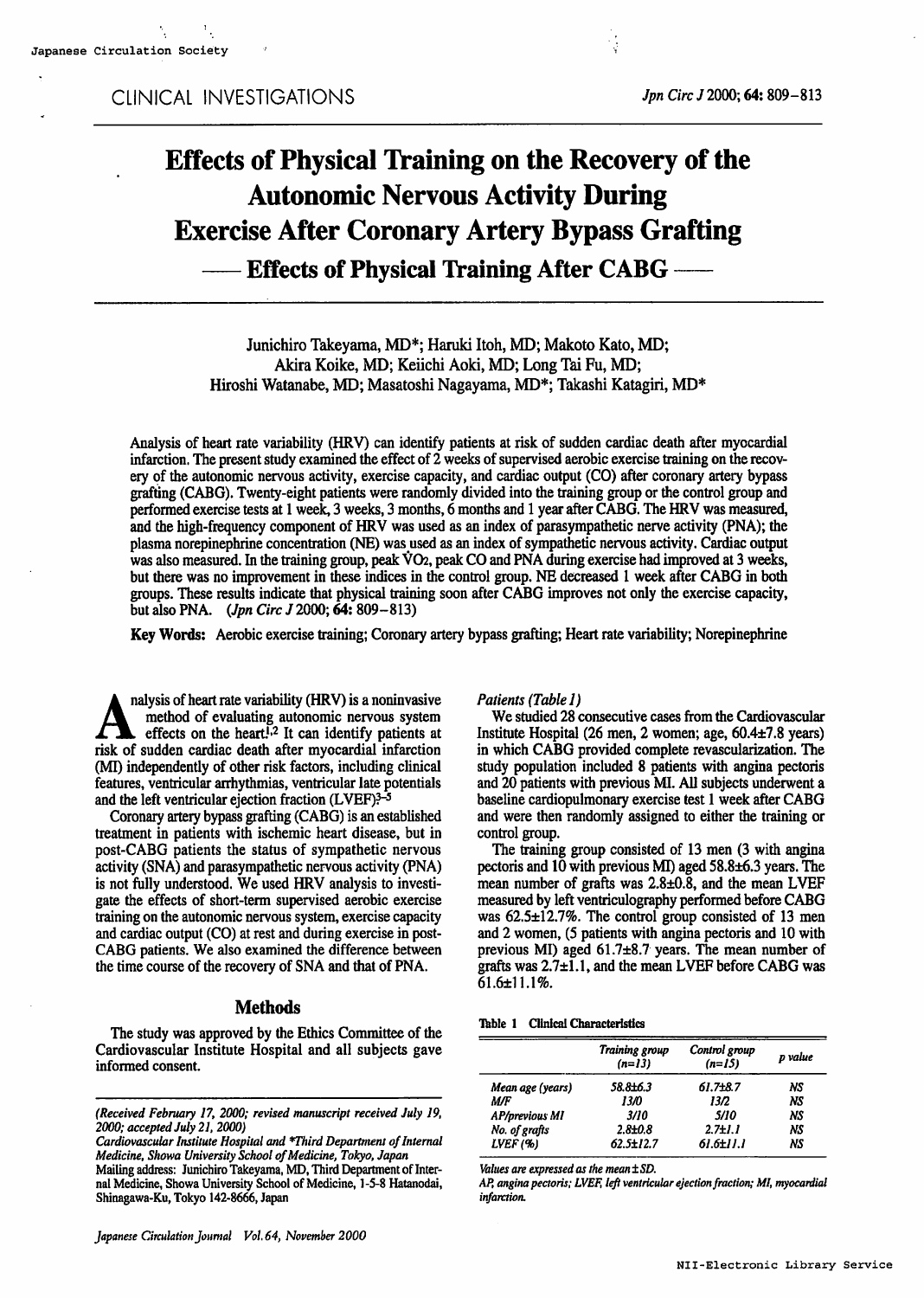CLINICAL INVESTIGATIONS

# Effects of Physical Training on the Recovery of the Autonomic Nervous Activity During Exercise After Coronary Artery Bypass Grafting

## — Effects of Physical Training After CABG —

Junichiro Takeyama, MD*; Haruki Itoh, MD; Makoto Kato, MD; Akira Koike, MD; Keiichi Aoki, MD; Long Tai Fu, MD; Hiroshi Watanabe, MD; Masatoshi Nagayama, MD*; Takashi Katagiri, MD*

Analysis of heart rate variability (HRV) can identify patients at risk of sudden cardiac death after myocardial infarction. The present study examined the effect of 2 weeks of supervised aerobic exercise training on the recovery of the autonomic nervous activity, exercise capacity, and cardiac output (CO) after coronary artery bypass grafting (CABG). Twenty-eight patients were randomly divided into the training group or the control group and performed exercise tests at 1 week, 3 weeks, 3 months, 6 months and 1 year after CABG. The HRV was measured, and the high-frequency component of HRV was used as an index of parasympathetic nerve activity (PNA); the plasma norepinephrine concentration (NE) was used as an index of sympathetic nervous activity. Cardiac output was also measured. In the training group, peak $\dot{V}O_2$, peak CO and PNA during exercise had improved at 3 weeks, but there was no improvement in these indices in the control group. NE decreased 1 week after CABG in both groups. These results indicate that physical training soon after CABG improves not only the exercise capacity, but also PNA. (*Jpn Circ J* 2000; **64:** 809–813)

**Key Words:** Aerobic exercise training; Coronary artery bypass grafting; Heart rate variability; Norepinephrine

Analysis of heart rate variability (HRV) is a noninvasive method of evaluating autonomic nervous system effects on the heart[1,2] It can identify patients at risk of sudden cardiac death after myocardial infarction (MI) independently of other risk factors, including clinical features, ventricular arrhythmias, ventricular late potentials and the left ventricular ejection fraction (LVEF)[3–5]

Coronary artery bypass grafting (CABG) is an established treatment in patients with ischemic heart disease, but in post-CABG patients the status of sympathetic nervous activity (SNA) and parasympathetic nervous activity (PNA) is not fully understood. We used HRV analysis to investigate the effects of short-term supervised aerobic exercise training on the autonomic nervous system, exercise capacity and cardiac output (CO) at rest and during exercise in post-CABG patients. We also examined the difference between the time course of the recovery of SNA and that of PNA.

## Methods

The study was approved by the Ethics Committee of the Cardiovascular Institute Hospital and all subjects gave informed consent.

*Patients (Table 1)*

We studied 28 consecutive cases from the Cardiovascular Institute Hospital (26 men, 2 women; age, 60.4±7.8 years) in which CABG provided complete revascularization. The study population included 8 patients with angina pectoris and 20 patients with previous MI. All subjects underwent a baseline cardiopulmonary exercise test 1 week after CABG and were then randomly assigned to either the training or control group.

The training group consisted of 13 men (3 with angina pectoris and 10 with previous MI) aged 58.8±6.3 years. The mean number of grafts was 2.8±0.8, and the mean LVEF measured by left ventriculography performed before CABG was 62.5±12.7%. The control group consisted of 13 men and 2 women, (5 patients with angina pectoris and 10 with previous MI) aged 61.7±8.7 years. The mean number of grafts was 2.7±1.1, and the mean LVEF before CABG was 61.6±11.1%.

Table 1 Clinical Characteristics

| | *Training group (n=13)* | *Control group (n=15)* | *p value* |
|---|---|---|---|
| *Mean age (years)* | 58.8±6.3 | 61.7±8.7 | NS |
| *M/F* | 13/0 | 13/2 | NS |
| *AP/previous MI* | 3/10 | 5/10 | NS |
| *No. of grafts* | 2.8±0.8 | 2.7±1.1 | NS |
| *LVEF (%)* | 62.5±12.7 | 61.6±11.1 | NS |

*Values are expressed as the mean±SD.*

*AP, angina pectoris; LVEF, left ventricular ejection fraction; MI, myocardial infarction.*

*(Received February 17, 2000; revised manuscript received July 19, 2000; accepted July 21, 2000)*

*Cardiovascular Institute Hospital and *Third Department of Internal Medicine, Showa University School of Medicine, Tokyo, Japan*

Mailing address: Junichiro Takeyama, MD, Third Department of Internal Medicine, Showa University School of Medicine, 1-5-8 Hatanodai, Shinagawa-Ku, Tokyo 142-8666, Japan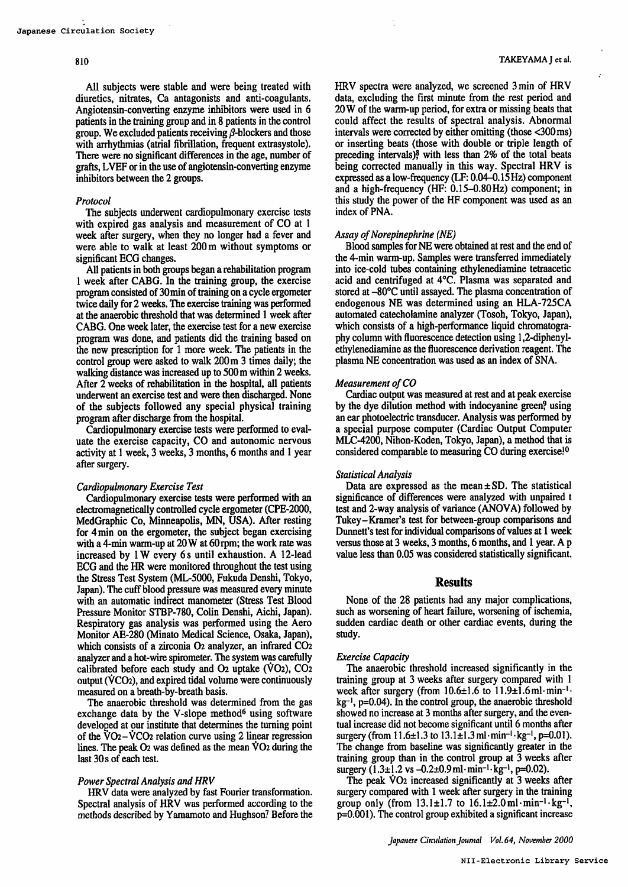All subjects were stable and were being treated with diuretics, nitrates, Ca antagonists and anti-coagulants. Angiotensin-converting enzyme inhibitors were used in 6 patients in the training group and in 8 patients in the control group. We excluded patients receiving β-blockers and those with arrhythmias (atrial fibrillation, frequent extrasystole). There were no significant differences in the age, number of grafts, LVEF or in the use of angiotensin-converting enzyme inhibitors between the 2 groups.

### *Protocol*

The subjects underwent cardiopulmonary exercise tests with expired gas analysis and measurement of CO at 1 week after surgery, when they no longer had a fever and were able to walk at least 200 m without symptoms or significant ECG changes.

All patients in both groups began a rehabilitation program 1 week after CABG. In the training group, the exercise program consisted of 30 min of training on a cycle ergometer twice daily for 2 weeks. The exercise training was performed at the anaerobic threshold that was determined 1 week after CABG. One week later, the exercise test for a new exercise program was done, and patients did the training based on the new prescription for 1 more week. The patients in the control group were asked to walk 200 m 3 times daily; the walking distance was increased up to 500 m within 2 weeks. After 2 weeks of rehabilitation in the hospital, all patients underwent an exercise test and were then discharged. None of the subjects followed any special physical training program after discharge from the hospital.

Cardiopulmonary exercise tests were performed to evaluate the exercise capacity, CO and autonomic nervous activity at 1 week, 3 weeks, 3 months, 6 months and 1 year after surgery.

### *Cardiopulmonary Exercise Test*

Cardiopulmonary exercise tests were performed with an electromagnetically controlled cycle ergometer (CPE-2000, MedGraphic Co, Minneapolis, MN, USA). After resting for 4 min on the ergometer, the subject began exercising with a 4-min warm-up at 20 W at 60 rpm; the work rate was increased by 1 W every 6 s until exhaustion. A 12-lead ECG and the HR were monitored throughout the test using the Stress Test System (ML-5000, Fukuda Denshi, Tokyo, Japan). The cuff blood pressure was measured every minute with an automatic indirect manometer (Stress Test Blood Pressure Monitor STBP-780, Colin Denshi, Aichi, Japan). Respiratory gas analysis was performed using the Aero Monitor AE-280 (Minato Medical Science, Osaka, Japan), which consists of a zirconia $O_2$ analyzer, an infrared $CO_2$ analyzer and a hot-wire spirometer. The system was carefully calibrated before each study and $O_2$ uptake ($\dot{V}O_2$), $CO_2$ output ($\dot{V}CO_2$), and expired tidal volume were continuously measured on a breath-by-breath basis.

The anaerobic threshold was determined from the gas exchange data by the V-slope method[6] using software developed at our institute that determines the turning point of the $\dot{V}O_2-\dot{V}CO_2$ relation curve using 2 linear regression lines. The peak $O_2$ was defined as the mean $\dot{V}O_2$ during the last 30 s of each test.

### *Power Spectral Analysis and HRV*

HRV data were analyzed by fast Fourier transformation. Spectral analysis of HRV was performed according to the methods described by Yamamoto and Hughson[7] Before the HRV spectra were analyzed, we screened 3 min of HRV data, excluding the first minute from the rest period and 20 W of the warm-up period, for extra or missing beats that could affect the results of spectral analysis. Abnormal intervals were corrected by either omitting (those <300 ms) or inserting beats (those with double or triple length of preceding intervals)[8] with less than 2% of the total beats being corrected manually in this way. Spectral HRV is expressed as a low-frequency (LF: 0.04–0.15 Hz) component and a high-frequency (HF: 0.15–0.80 Hz) component; in this study the power of the HF component was used as an index of PNA.

### *Assay of Norepinephrine (NE)*

Blood samples for NE were obtained at rest and the end of the 4-min warm-up. Samples were transferred immediately into ice-cold tubes containing ethylenediamine tetraacetic acid and centrifuged at 4°C. Plasma was separated and stored at –80°C until assayed. The plasma concentration of endogenous NE was determined using an HLA-725CA automated catecholamine analyzer (Tosoh, Tokyo, Japan), which consists of a high-performance liquid chromatography column with fluorescence detection using 1,2-diphenylethylenediamine as the fluorescence derivation reagent. The plasma NE concentration was used as an index of SNA.

### *Measurement of CO*

Cardiac output was measured at rest and at peak exercise by the dye dilution method with indocyanine green[9] using an ear photoelectric transducer. Analysis was performed by a special purpose computer (Cardiac Output Computer MLC-4200, Nihon-Koden, Tokyo, Japan), a method that is considered comparable to measuring CO during exercise[10]

### *Statistical Analysis*

Data are expressed as the mean±SD. The statistical significance of differences were analyzed with unpaired t test and 2-way analysis of variance (ANOVA) followed by Tukey–Kramer's test for between-group comparisons and Dunnett's test for individual comparisons of values at 1 week versus those at 3 weeks, 3 months, 6 months, and 1 year. A p value less than 0.05 was considered statistically significant.

## Results

None of the 28 patients had any major complications, such as worsening of heart failure, worsening of ischemia, sudden cardiac death or other cardiac events, during the study.

### *Exercise Capacity*

The anaerobic threshold increased significantly in the training group at 3 weeks after surgery compared with 1 week after surgery (from 10.6±1.6 to 11.9±1.6 $ml \cdot min^{-1} \cdot kg^{-1}$, $p=0.04$). In the control group, the anaerobic threshold showed no increase at 3 months after surgery, and the eventual increase did not become significant until 6 months after surgery (from 11.6±1.3 to 13.1±1.3 $ml \cdot min^{-1} \cdot kg^{-1}$, $p=0.01$). The change from baseline was significantly greater in the training group than in the control group at 3 weeks after surgery (1.3±1.2 vs –0.2±0.9 $ml \cdot min^{-1} \cdot kg^{-1}$, $p=0.02$).

The peak $\dot{V}O_2$ increased significantly at 3 weeks after surgery compared with 1 week after surgery in the training group only (from 13.1±1.7 to 16.1±2.0 $ml \cdot min^{-1} \cdot kg^{-1}$, $p=0.001$). The control group exhibited a significant increase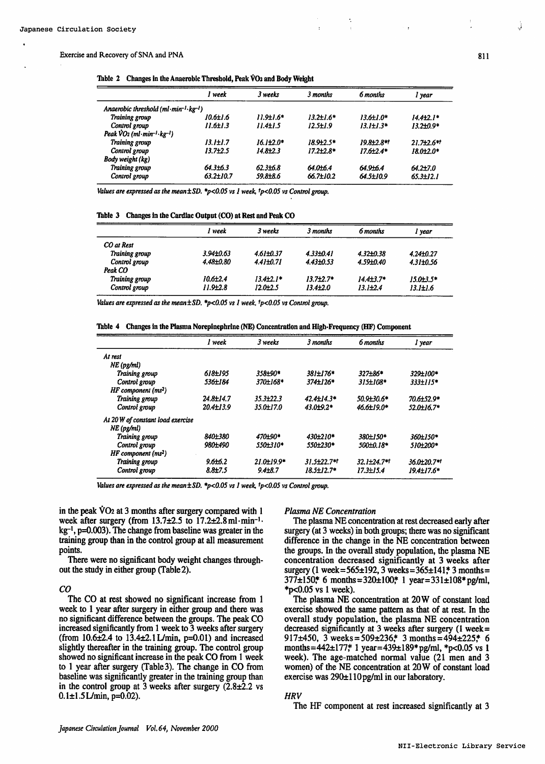Table 2 Changes in the Anaerobic Threshold, Peak $\dot{V}O_2$ and Body Weight

| | 1 week | 3 weeks | 3 months | 6 months | 1 year |
|---|---|---|---|---|---|
| *Anaerobic threshold (ml·min⁻¹·kg⁻¹)* | | | | | |
| Training group | 10.6±1.6 | 11.9±1.6* | 13.2±1.6* | 13.6±1.0* | 14.4±2.1* |
| Control group | 11.6±1.3 | 11.4±1.5 | 12.5±1.9 | 13.1±1.3* | 13.2±0.9* |
| *Peak $\dot{V}O_2$ (ml·min⁻¹·kg⁻¹)* | | | | | |
| Training group | 13.1±1.7 | 16.1±2.0* | 18.9±2.5* | 19.8±2.8*† | 21.7±2.6*† |
| Control group | 13.7±2.5 | 14.8±2.3 | 17.2±2.8* | 17.6±2.4* | 18.0±2.0* |
| *Body weight (kg)* | | | | | |
| Training group | 64.3±6.3 | 62.3±6.8 | 64.0±6.4 | 64.9±6.4 | 64.2±7.0 |
| Control group | 63.2±10.7 | 59.8±8.6 | 66.7±10.2 | 64.5±10.9 | 65.3±12.1 |

*Values are expressed as the mean±SD. \*p<0.05 vs 1 week, †p<0.05 vs Control group.*

Table 3 Changes in the Cardiac Output (CO) at Rest and Peak CO

| | 1 week | 3 weeks | 3 months | 6 months | 1 year |
|---|---|---|---|---|---|
| *CO at Rest* | | | | | |
| Training group | 3.94±0.63 | 4.61±0.37 | 4.33±0.41 | 4.32±0.38 | 4.24±0.27 |
| Control group | 4.48±0.80 | 4.41±0.71 | 4.43±0.53 | 4.59±0.40 | 4.31±0.56 |
| *Peak CO* | | | | | |
| Training group | 10.6±2.4 | 13.4±2.1* | 13.7±2.7* | 14.4±3.7* | 15.0±3.5* |
| Control group | 11.9±2.8 | 12.0±2.5 | 13.4±2.0 | 13.1±2.4 | 13.1±1.6 |

*Values are expressed as the mean±SD. \*p<0.05 vs 1 week, †p<0.05 vs Control group.*

Table 4 Changes in the Plasma Norepinephrine (NE) Concentration and High-Frequency (HF) Component

| | 1 week | 3 weeks | 3 months | 6 months | 1 year |
|---|---|---|---|---|---|
| *At rest* | | | | | |
| *NE (pg/ml)* | | | | | |
| Training group | 618±195 | 358±90* | 381±176* | 327±86* | 329±100* |
| Control group | 536±184 | 370±168* | 374±126* | 315±108* | 333±115* |
| *HF component (ms²)* | | | | | |
| Training group | 24.8±14.7 | 35.3±22.3 | 42.4±14.3* | 50.9±30.6* | 70.6±52.9* |
| Control group | 20.4±13.9 | 35.0±17.0 | 43.0±9.2* | 46.6±19.0* | 52.0±16.7* |
| *At 20 W of constant load exercise* | | | | | |
| *NE (pg/ml)* | | | | | |
| Training group | 840±380 | 470±90* | 430±210* | 380±150* | 360±150* |
| Control group | 980±490 | 550±310* | 550±230* | 500±0.18* | 510±200* |
| *HF component (ms²)* | | | | | |
| Training group | 9.6±6.2 | 21.0±19.9* | 31.5±22.7*† | 32.1±24.7*† | 36.0±20.7*† |
| Control group | 8.8±7.5 | 9.4±8.7 | 18.5±12.7* | 17.3±15.4 | 19.4±17.6* |

*Values are expressed as the mean±SD. \*p<0.05 vs 1 week, †p<0.05 vs Control group.*

in the peak $\dot{V}O_2$ at 3 months after surgery compared with 1 week after surgery (from 13.7±2.5 to 17.2±2.8 ml·min⁻¹·kg⁻¹, p=0.003). The change from baseline was greater in the training group than in the control group at all measurement points.

There were no significant body weight changes throughout the study in either group (Table 2).

### *CO*

The CO at rest showed no significant increase from 1 week to 1 year after surgery in either group and there was no significant difference between the groups. The peak CO increased significantly from 1 week to 3 weeks after surgery (from 10.6±2.4 to 13.4±2.1 L/min, p=0.01) and increased slightly thereafter in the training group. The control group showed no significant increase in the peak CO from 1 week to 1 year after surgery (Table 3). The change in CO from baseline was significantly greater in the training group than in the control group at 3 weeks after surgery (2.8±2.2 vs 0.1±1.5 L/min, p=0.02).

### *Plasma NE Concentration*

The plasma NE concentration at rest decreased early after surgery (at 3 weeks) in both groups; there was no significant difference in the change in the NE concentration between the groups. In the overall study population, the plasma NE concentration decreased significantly at 3 weeks after surgery (1 week=565±192, 3 weeks=365±141,* 3 months=377±150,* 6 months=320±100,* 1 year=331±108* pg/ml, *p<0.05 vs 1 week).

The plasma NE concentration at 20 W of constant load exercise showed the same pattern as that of at rest. In the overall study population, the plasma NE concentration decreased significantly at 3 weeks after surgery (1 week=917±450, 3 weeks=509±236,* 3 months=494±225,* 6 months=442±177,* 1 year=439±189* pg/ml, *p<0.05 vs 1 week). The age-matched normal value (21 men and 3 women) of the NE concentration at 20 W of constant load exercise was 290±110 pg/ml in our laboratory.

### *HRV*

The HF component at rest increased significantly at 3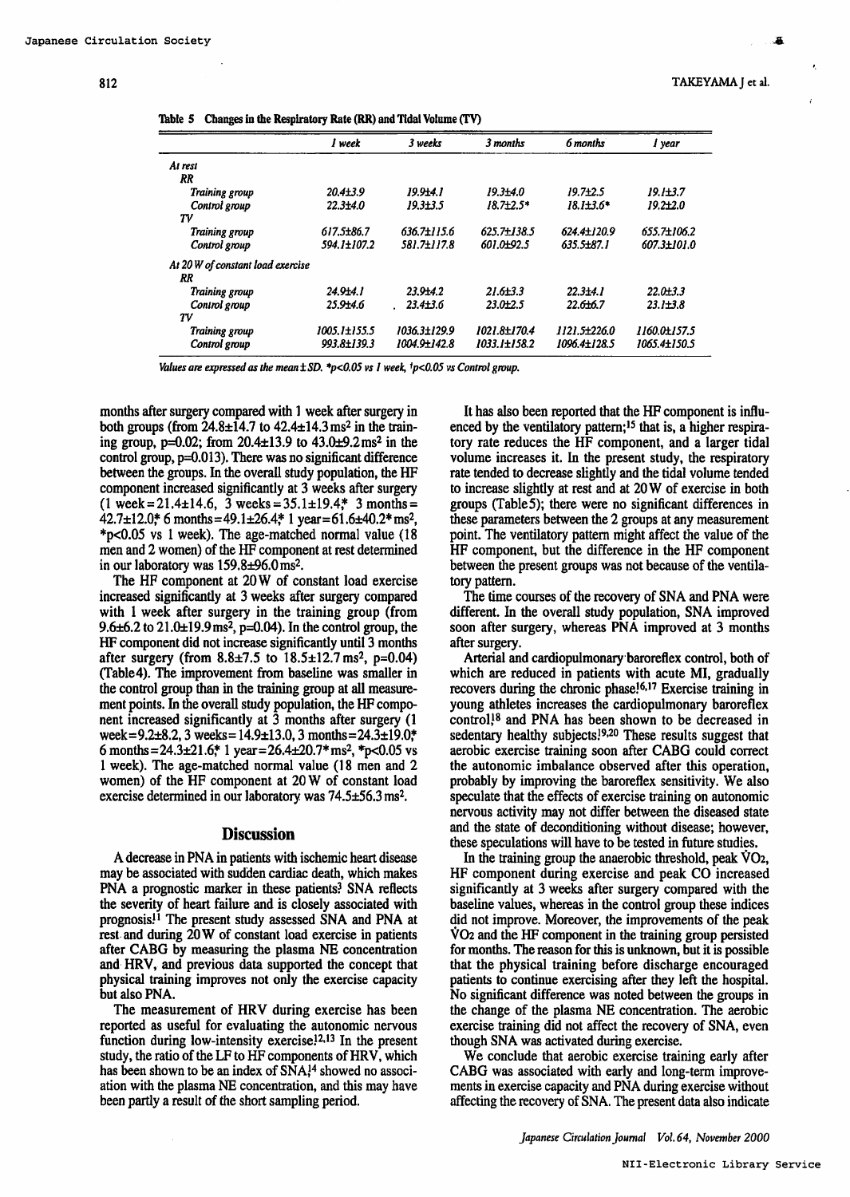Table 5 Changes in the Respiratory Rate (RR) and Tidal Volume (TV)

| | 1 week | 3 weeks | 3 months | 6 months | 1 year |
|---|---|---|---|---|---|
| *At rest* | | | | | |
| *RR* | | | | | |
| *Training group* | 20.4±3.9 | 19.9±4.1 | 19.3±4.0 | 19.7±2.5 | 19.1±3.7 |
| *Control group* | 22.3±4.0 | 19.3±3.5 | 18.7±2.5* | 18.1±3.6* | 19.2±2.0 |
| *TV* | | | | | |
| *Training group* | 617.5±86.7 | 636.7±115.6 | 625.7±138.5 | 624.4±120.9 | 655.7±106.2 |
| *Control group* | 594.1±107.2 | 581.7±117.8 | 601.0±92.5 | 635.5±87.1 | 607.3±101.0 |
| *At 20 W of constant load exercise* | | | | | |
| *RR* | | | | | |
| *Training group* | 24.9±4.1 | 23.9±4.2 | 21.6±3.3 | 22.3±4.1 | 22.0±3.3 |
| *Control group* | 25.9±4.6 | 23.4±3.6 | 23.0±2.5 | 22.6±6.7 | 23.1±3.8 |
| *TV* | | | | | |
| *Training group* | 1005.1±155.5 | 1036.3±129.9 | 1021.8±170.4 | 1121.5±226.0 | 1160.0±157.5 |
| *Control group* | 993.8±139.3 | 1004.9±142.8 | 1033.1±158.2 | 1096.4±128.5 | 1065.4±150.5 |

*Values are expressed as the mean±SD. *p<0.05 vs 1 week, †p<0.05 vs Control group.*

months after surgery compared with 1 week after surgery in both groups (from 24.8±14.7 to 42.4±14.3 $ms^2$ in the training group, p=0.02; from 20.4±13.9 to 43.0±9.2 $ms^2$ in the control group, p=0.013). There was no significant difference between the groups. In the overall study population, the HF component increased significantly at 3 weeks after surgery (1 week=21.4±14.6, 3 weeks=35.1±19.4,* 3 months=42.7±12.0,* 6 months=49.1±26.4,* 1 year=61.6±40.2* $ms^2$, *p<0.05 vs 1 week). The age-matched normal value (18 men and 2 women) of the HF component at rest determined in our laboratory was 159.8±96.0 $ms^2$.

The HF component at 20 W of constant load exercise increased significantly at 3 weeks after surgery compared with 1 week after surgery in the training group (from 9.6±6.2 to 21.0±19.9 $ms^2$, p=0.04). In the control group, the HF component did not increase significantly until 3 months after surgery (from 8.8±7.5 to 18.5±12.7 $ms^2$, p=0.04) (Table 4). The improvement from baseline was smaller in the control group than in the training group at all measurement points. In the overall study population, the HF component increased significantly at 3 months after surgery (1 week=9.2±8.2, 3 weeks=14.9±13.0, 3 months=24.3±19.0,* 6 months=24.3±21.6,* 1 year=26.4±20.7* $ms^2$, *p<0.05 vs 1 week). The age-matched normal value (18 men and 2 women) of the HF component at 20 W of constant load exercise determined in our laboratory was 74.5±56.3 $ms^2$.

## Discussion

A decrease in PNA in patients with ischemic heart disease may be associated with sudden cardiac death, which makes PNA a prognostic marker in these patients.[3] SNA reflects the severity of heart failure and is closely associated with prognosis.[11] The present study assessed SNA and PNA at rest and during 20 W of constant load exercise in patients after CABG by measuring the plasma NE concentration and HRV, and previous data supported the concept that physical training improves not only the exercise capacity but also PNA.

The measurement of HRV during exercise has been reported as useful for evaluating the autonomic nervous function during low-intensity exercise.[12,13] In the present study, the ratio of the LF to HF components of HRV, which has been shown to be an index of SNA,[14] showed no association with the plasma NE concentration, and this may have been partly a result of the short sampling period.

It has also been reported that the HF component is influenced by the ventilatory pattern;[15] that is, a higher respiratory rate reduces the HF component, and a larger tidal volume increases it. In the present study, the respiratory rate tended to decrease slightly and the tidal volume tended to increase slightly at rest and at 20 W of exercise in both groups (Table 5); there were no significant differences in these parameters between the 2 groups at any measurement point. The ventilatory pattern might affect the value of the HF component, but the difference in the HF component between the present groups was not because of the ventilatory pattern.

The time courses of the recovery of SNA and PNA were different. In the overall study population, SNA improved soon after surgery, whereas PNA improved at 3 months after surgery.

Arterial and cardiopulmonary baroreflex control, both of which are reduced in patients with acute MI, gradually recovers during the chronic phase.[16,17] Exercise training in young athletes increases the cardiopulmonary baroreflex control[18] and PNA has been shown to be decreased in sedentary healthy subjects.[19,20] These results suggest that aerobic exercise training soon after CABG could correct the autonomic imbalance observed after this operation, probably by improving the baroreflex sensitivity. We also speculate that the effects of exercise training on autonomic nervous activity may not differ between the diseased state and the state of deconditioning without disease; however, these speculations will have to be tested in future studies.

In the training group the anaerobic threshold, peak $\dot{V}O_2$, HF component during exercise and peak CO increased significantly at 3 weeks after surgery compared with the baseline values, whereas in the control group these indices did not improve. Moreover, the improvements of the peak $\dot{V}O_2$ and the HF component in the training group persisted for months. The reason for this is unknown, but it is possible that the physical training before discharge encouraged patients to continue exercising after they left the hospital. No significant difference was noted between the groups in the change of the plasma NE concentration. The aerobic exercise training did not affect the recovery of SNA, even though SNA was activated during exercise.

We conclude that aerobic exercise training early after CABG was associated with early and long-term improvements in exercise capacity and PNA during exercise without affecting the recovery of SNA. The present data also indicate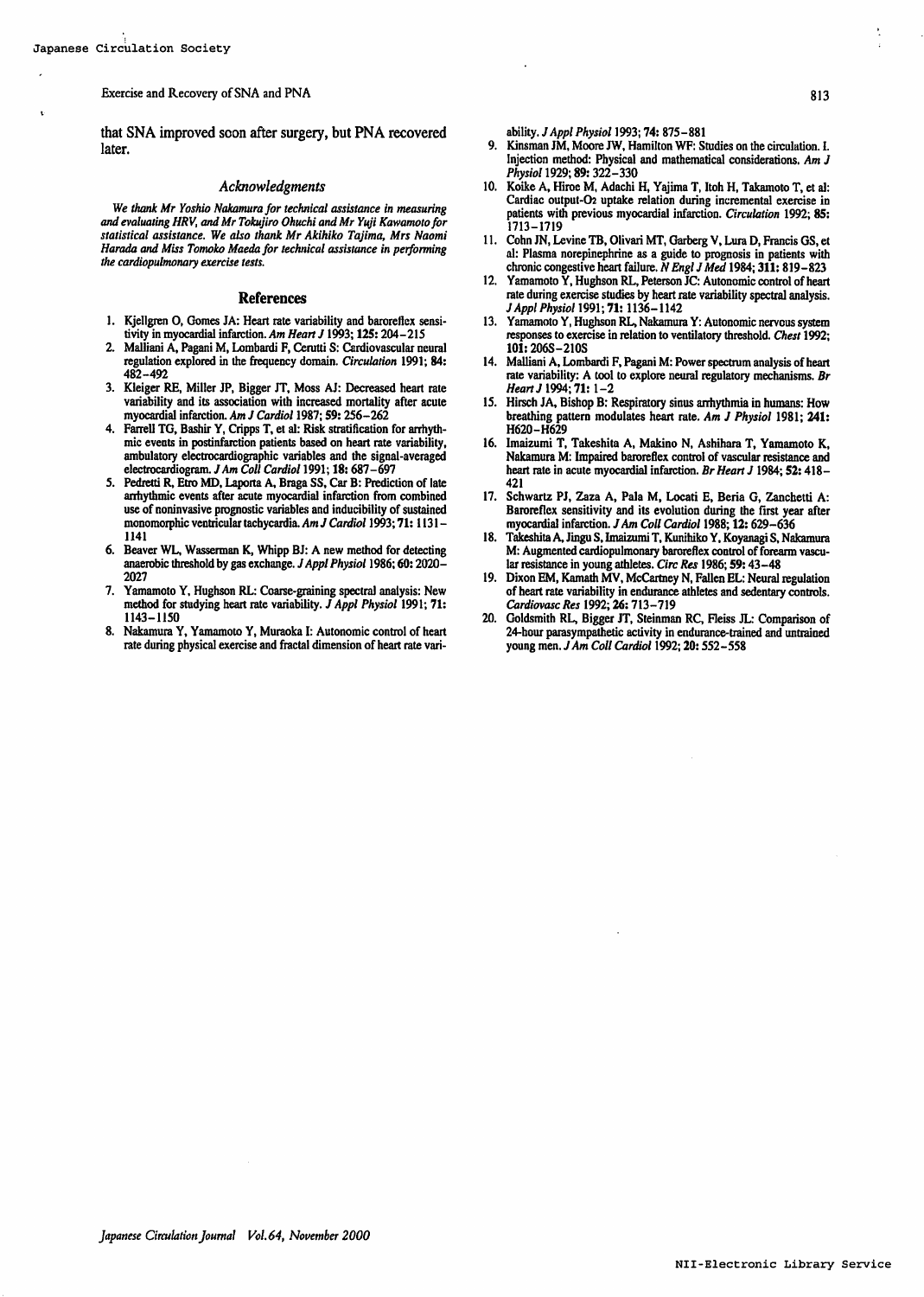that SNA improved soon after surgery, but PNA recovered later.

## Acknowledgments

*We thank Mr Yoshio Nakamura for technical assistance in measuring and evaluating HRV, and Mr Tokujiro Ohuchi and Mr Yuji Kawamoto for statistical assistance. We also thank Mr Akihiko Tajima, Mrs Naomi Harada and Miss Tomoko Maeda for technical assistance in performing the cardiopulmonary exercise tests.*

## References

1. Kjellgren O, Gomes JA: Heart rate variability and baroreflex sensitivity in myocardial infarction. *Am Heart J* 1993; **125:** 204–215
2. Malliani A, Pagani M, Lombardi F, Cerutti S: Cardiovascular neural regulation explored in the frequency domain. *Circulation* 1991; **84:** 482–492
3. Kleiger RE, Miller JP, Bigger JT, Moss AJ: Decreased heart rate variability and its association with increased mortality after acute myocardial infarction. *Am J Cardiol* 1987; **59:** 256–262
4. Farrell TG, Bashir Y, Cripps T, et al: Risk stratification for arrhythmic events in postinfarction patients based on heart rate variability, ambulatory electrocardiographic variables and the signal-averaged electrocardiogram. *J Am Coll Cardiol* 1991; **18:** 687–697
5. Pedretti R, Etro MD, Laporta A, Braga SS, Car B: Prediction of late arrhythmic events after acute myocardial infarction from combined use of noninvasive prognostic variables and inducibility of sustained monomorphic ventricular tachycardia. *Am J Cardiol* 1993; **71:** 1131–1141
6. Beaver WL, Wasserman K, Whipp BJ: A new method for detecting anaerobic threshold by gas exchange. *J Appl Physiol* 1986; **60:** 2020–2027
7. Yamamoto Y, Hughson RL: Coarse-graining spectral analysis: New method for studying heart rate variability. *J Appl Physiol* 1991; **71:** 1143–1150
8. Nakamura Y, Yamamoto Y, Muraoka I: Autonomic control of heart rate during physical exercise and fractal dimension of heart rate variability. *J Appl Physiol* 1993; **74:** 875–881
9. Kinsman JM, Moore JW, Hamilton WF: Studies on the circulation. I. Injection method: Physical and mathematical considerations. *Am J Physiol* 1929; **89:** 322–330
10. Koike A, Hiroe M, Adachi H, Yajima T, Itoh H, Takamoto T, et al: Cardiac output-$O_2$ uptake relation during incremental exercise in patients with previous myocardial infarction. *Circulation* 1992; **85:** 1713–1719
11. Cohn JN, Levine TB, Olivari MT, Garberg V, Lura D, Francis GS, et al: Plasma norepinephrine as a guide to prognosis in patients with chronic congestive heart failure. *N Engl J Med* 1984; **311:** 819–823
12. Yamamoto Y, Hughson RL, Peterson JC: Autonomic control of heart rate during exercise studies by heart rate variability spectral analysis. *J Appl Physiol* 1991; **71:** 1136–1142
13. Yamamoto Y, Hughson RL, Nakamura Y: Autonomic nervous system responses to exercise in relation to ventilatory threshold. *Chest* 1992; **101:** 206S–210S
14. Malliani A, Lombardi F, Pagani M: Power spectrum analysis of heart rate variability: A tool to explore neural regulatory mechanisms. *Br Heart J* 1994; **71:** 1–2
15. Hirsch JA, Bishop B: Respiratory sinus arrhythmia in humans: How breathing pattern modulates heart rate. *Am J Physiol* 1981; **241:** H620–H629
16. Imaizumi T, Takeshita A, Makino N, Ashihara T, Yamamoto K, Nakamura M: Impaired baroreflex control of vascular resistance and heart rate in acute myocardial infarction. *Br Heart J* 1984; **52:** 418–421
17. Schwartz PJ, Zaza A, Pala M, Locati E, Beria G, Zanchetti A: Baroreflex sensitivity and its evolution during the first year after myocardial infarction. *J Am Coll Cardiol* 1988; **12:** 629–636
18. Takeshita A, Jingu S, Imaizumi T, Kunihiko Y, Koyanagi S, Nakamura M: Augmented cardiopulmonary baroreflex control of forearm vascular resistance in young athletes. *Circ Res* 1986; **59:** 43–48
19. Dixon EM, Kamath MV, McCartney N, Fallen EL: Neural regulation of heart rate variability in endurance athletes and sedentary controls. *Cardiovasc Res* 1992; **26:** 713–719
20. Goldsmith RL, Bigger JT, Steinman RC, Fleiss JL: Comparison of 24-hour parasympathetic activity in endurance-trained and untrained young men. *J Am Coll Cardiol* 1992; **20:** 552–558